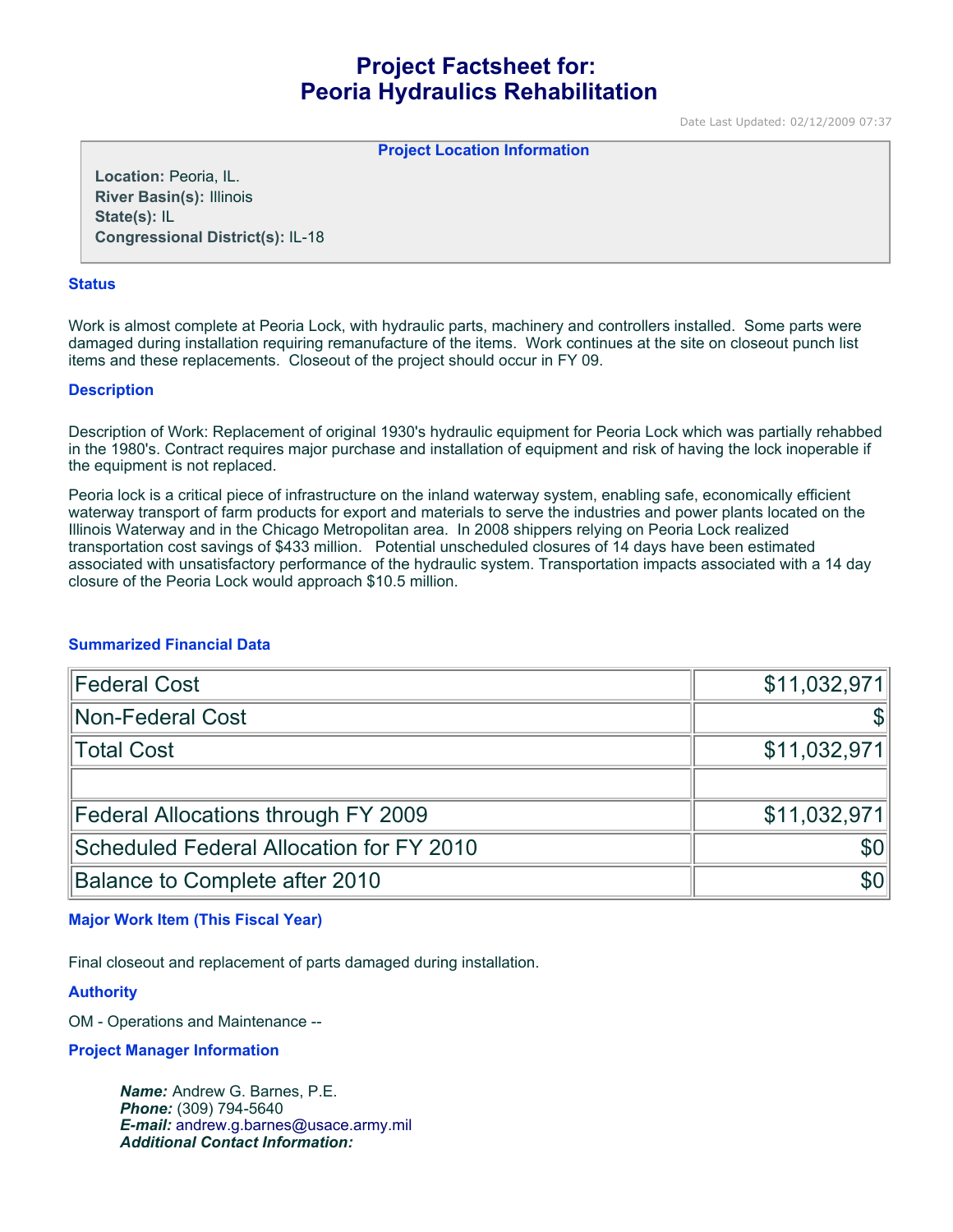# Project Factsheet for: Peoria Hydraulics Rehabilitation

Date Last Updated: 02/12/2009 07:37

**Project Location Information**

**Location:** Peoria, IL.
**River Basin(s):** Illinois
**State(s):** IL
**Congressional District(s):** IL-18

### Status

Work is almost complete at Peoria Lock, with hydraulic parts, machinery and controllers installed. Some parts were damaged during installation requiring remanufacture of the items. Work continues at the site on closeout punch list items and these replacements. Closeout of the project should occur in FY 09.

### Description

Description of Work: Replacement of original 1930's hydraulic equipment for Peoria Lock which was partially rehabbed in the 1980's. Contract requires major purchase and installation of equipment and risk of having the lock inoperable if the equipment is not replaced.

Peoria lock is a critical piece of infrastructure on the inland waterway system, enabling safe, economically efficient waterway transport of farm products for export and materials to serve the industries and power plants located on the Illinois Waterway and in the Chicago Metropolitan area. In 2008 shippers relying on Peoria Lock realized transportation cost savings of $433 million. Potential unscheduled closures of 14 days have been estimated associated with unsatisfactory performance of the hydraulic system. Transportation impacts associated with a 14 day closure of the Peoria Lock would approach $10.5 million.

### Summarized Financial Data

| | |
|---|---:|
| Federal Cost | $11,032,971 |
| Non-Federal Cost | $ |
| Total Cost | $11,032,971 |
| | |
| Federal Allocations through FY 2009 | $11,032,971 |
| Scheduled Federal Allocation for FY 2010 | $0 |
| Balance to Complete after 2010 | $0 |

### Major Work Item (This Fiscal Year)

Final closeout and replacement of parts damaged during installation.

### Authority

OM - Operations and Maintenance --

### Project Manager Information

***Name:*** Andrew G. Barnes, P.E.
***Phone:*** (309) 794-5640
***E-mail:*** andrew.g.barnes@usace.army.mil
***Additional Contact Information:***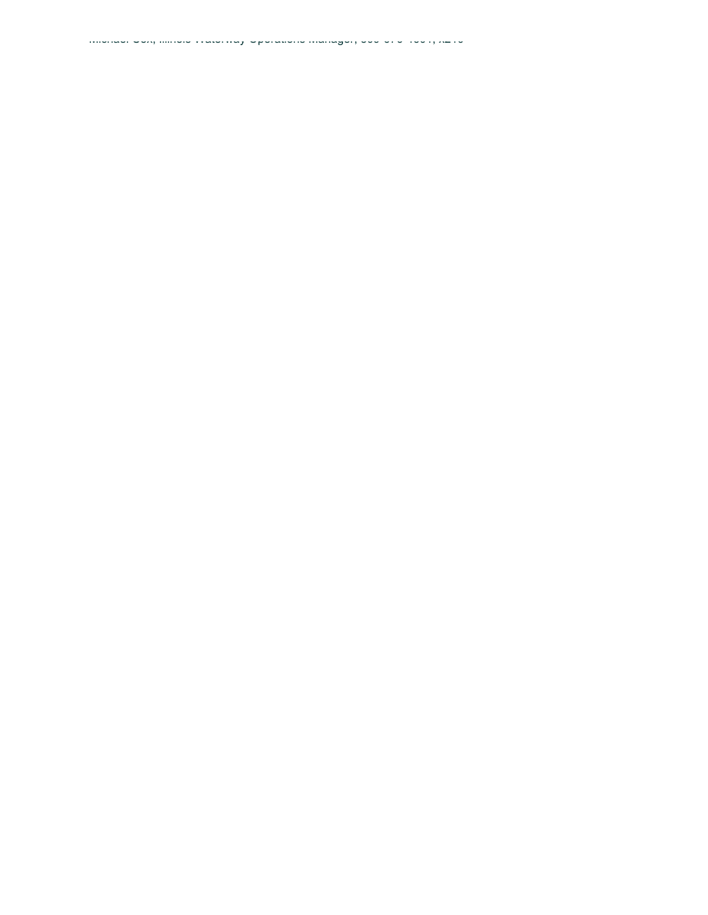Michael Cox, Illinois Waterway Operations Manager, 309-676-4601, x210